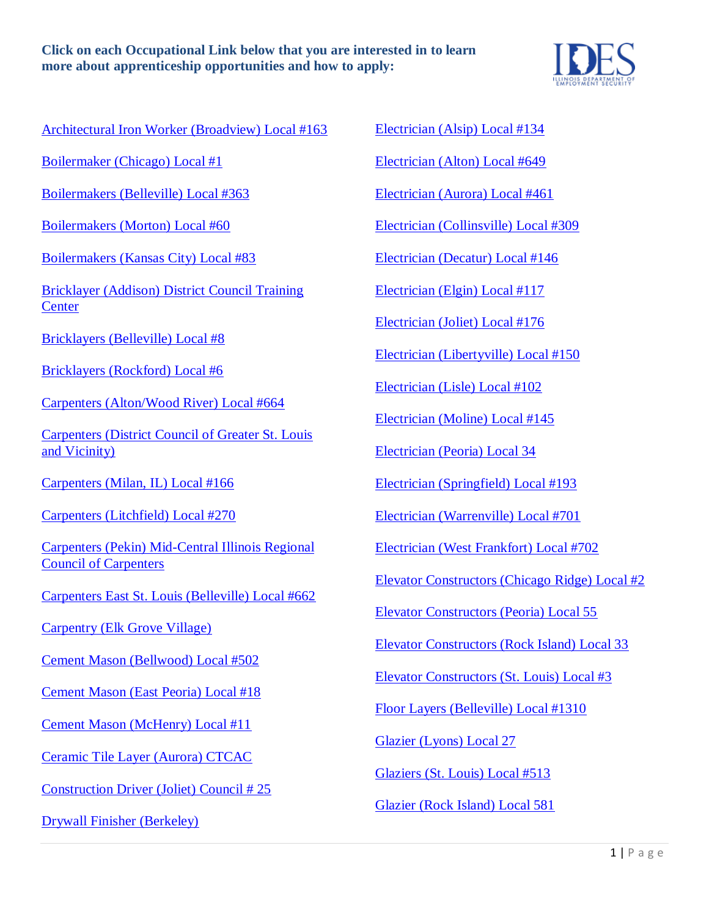**Click on each Occupational Link below that you are interested in to learn more about apprenticeship opportunities and how to apply:**

Architectural Iron Worker (Broadview) Local #163

Boilermaker (Chicago) Local #1

Boilermakers (Belleville) Local #363

Boilermakers (Morton) Local #60

Boilermakers (Kansas City) Local #83

Bricklayer (Addison) District Council Training Center

Bricklayers (Belleville) Local #8

Bricklayers (Rockford) Local #6

Carpenters (Alton/Wood River) Local #664

Carpenters (District Council of Greater St. Louis and Vicinity)

Carpenters (Milan, IL) Local #166

Carpenters (Litchfield) Local #270

Carpenters (Pekin) Mid-Central Illinois Regional Council of Carpenters

Carpenters East St. Louis (Belleville) Local #662

Carpentry (Elk Grove Village)

Cement Mason (Bellwood) Local #502

Cement Mason (East Peoria) Local #18

Cement Mason (McHenry) Local #11

Ceramic Tile Layer (Aurora) CTCAC

Construction Driver (Joliet) Council # 25

Drywall Finisher (Berkeley)

Electrician (Alsip) Local #134

Electrician (Alton) Local #649

Electrician (Aurora) Local #461

Electrician (Collinsville) Local #309

Electrician (Decatur) Local #146

Electrician (Elgin) Local #117

Electrician (Joliet) Local #176

Electrician (Libertyville) Local #150

Electrician (Lisle) Local #102

Electrician (Moline) Local #145

Electrician (Peoria) Local 34

Electrician (Springfield) Local #193

Electrician (Warrenville) Local #701

Electrician (West Frankfort) Local #702

Elevator Constructors (Chicago Ridge) Local #2

Elevator Constructors (Peoria) Local 55

Elevator Constructors (Rock Island) Local 33

Elevator Constructors (St. Louis) Local #3

Floor Layers (Belleville) Local #1310

Glazier (Lyons) Local 27

Glaziers (St. Louis) Local #513

Glazier (Rock Island) Local 581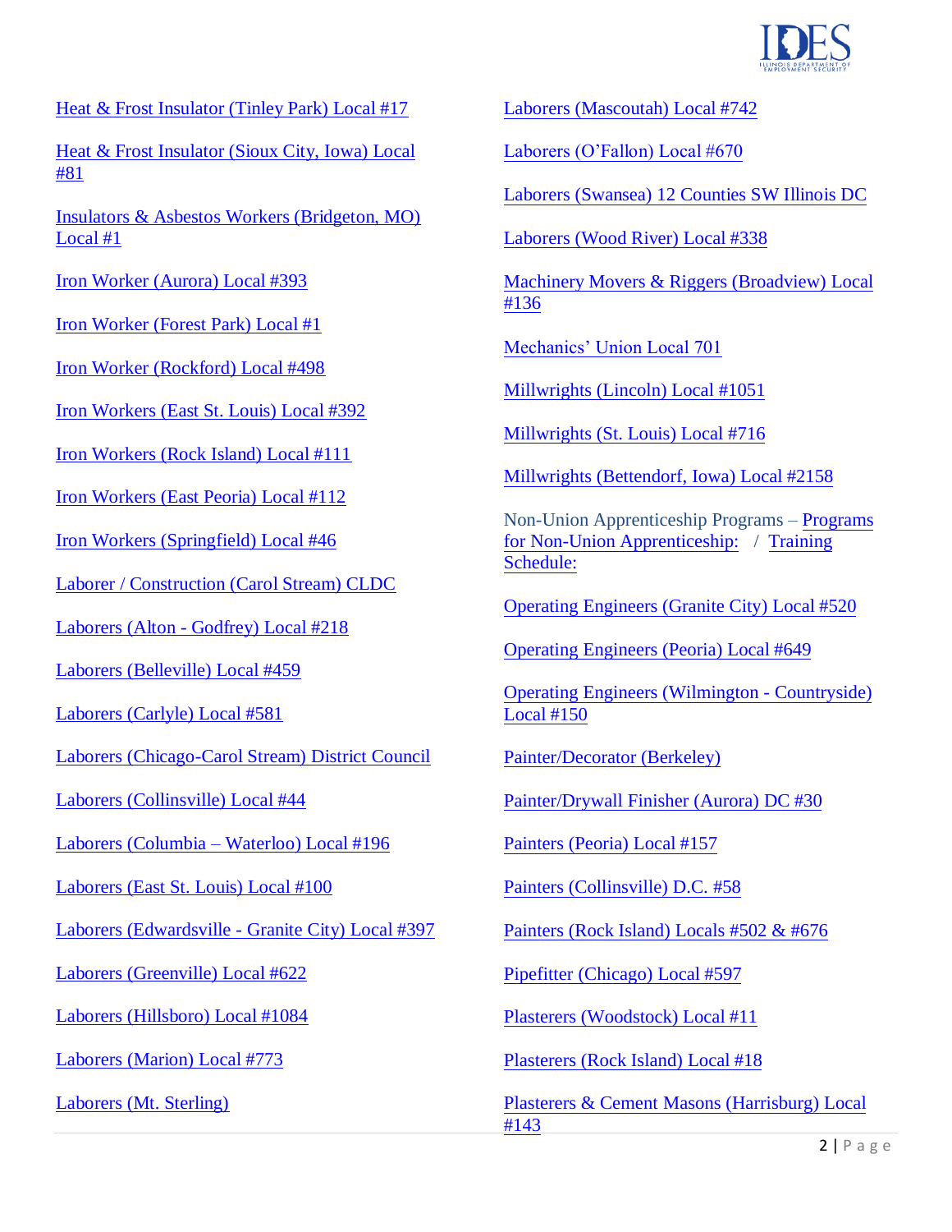Heat & Frost Insulator (Tinley Park) Local #17

Heat & Frost Insulator (Sioux City, Iowa) Local #81

Insulators & Asbestos Workers (Bridgeton, MO) Local #1

Iron Worker (Aurora) Local #393

Iron Worker (Forest Park) Local #1

Iron Worker (Rockford) Local #498

Iron Workers (East St. Louis) Local #392

Iron Workers (Rock Island) Local #111

Iron Workers (East Peoria) Local #112

Iron Workers (Springfield) Local #46

Laborer / Construction (Carol Stream) CLDC

Laborers (Alton - Godfrey) Local #218

Laborers (Belleville) Local #459

Laborers (Carlyle) Local #581

Laborers (Chicago-Carol Stream) District Council

Laborers (Collinsville) Local #44

Laborers (Columbia – Waterloo) Local #196

Laborers (East St. Louis) Local #100

Laborers (Edwardsville - Granite City) Local #397

Laborers (Greenville) Local #622

Laborers (Hillsboro) Local #1084

Laborers (Marion) Local #773

Laborers (Mt. Sterling)

Laborers (Mascoutah) Local #742

Laborers (O'Fallon) Local #670

Laborers (Swansea) 12 Counties SW Illinois DC

Laborers (Wood River) Local #338

Machinery Movers & Riggers (Broadview) Local #136

Mechanics' Union Local 701

Millwrights (Lincoln) Local #1051

Millwrights (St. Louis) Local #716

Millwrights (Bettendorf, Iowa) Local #2158

Non-Union Apprenticeship Programs – Programs for Non-Union Apprenticeship: / Training Schedule:

Operating Engineers (Granite City) Local #520

Operating Engineers (Peoria) Local #649

Operating Engineers (Wilmington - Countryside) Local #150

Painter/Decorator (Berkeley)

Painter/Drywall Finisher (Aurora) DC #30

Painters (Peoria) Local #157

Painters (Collinsville) D.C. #58

Painters (Rock Island) Locals #502 & #676

Pipefitter (Chicago) Local #597

Plasterers (Woodstock) Local #11

Plasterers (Rock Island) Local #18

Plasterers & Cement Masons (Harrisburg) Local #143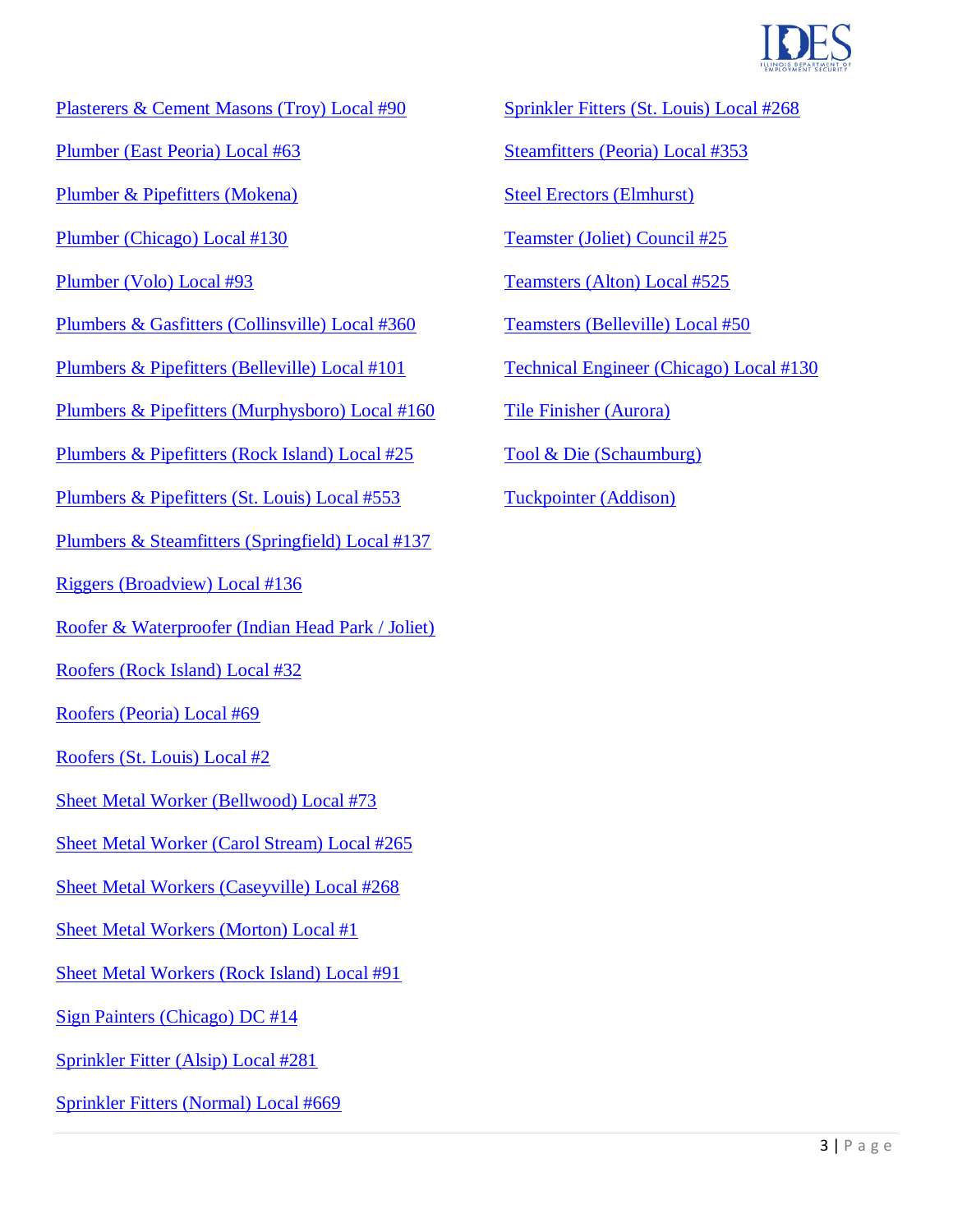Plasterers & Cement Masons (Troy) Local #90

Plumber (East Peoria) Local #63

Plumber & Pipefitters (Mokena)

Plumber (Chicago) Local #130

Plumber (Volo) Local #93

Plumbers & Gasfitters (Collinsville) Local #360

Plumbers & Pipefitters (Belleville) Local #101

Plumbers & Pipefitters (Murphysboro) Local #160

Plumbers & Pipefitters (Rock Island) Local #25

Plumbers & Pipefitters (St. Louis) Local #553

Plumbers & Steamfitters (Springfield) Local #137

Riggers (Broadview) Local #136

Roofer & Waterproofer (Indian Head Park / Joliet)

Roofers (Rock Island) Local #32

Roofers (Peoria) Local #69

Roofers (St. Louis) Local #2

Sheet Metal Worker (Bellwood) Local #73

Sheet Metal Worker (Carol Stream) Local #265

Sheet Metal Workers (Caseyville) Local #268

Sheet Metal Workers (Morton) Local #1

Sheet Metal Workers (Rock Island) Local #91

Sign Painters (Chicago) DC #14

Sprinkler Fitter (Alsip) Local #281

Sprinkler Fitters (Normal) Local #669

Sprinkler Fitters (St. Louis) Local #268

Steamfitters (Peoria) Local #353

Steel Erectors (Elmhurst)

Teamster (Joliet) Council #25

Teamsters (Alton) Local #525

Teamsters (Belleville) Local #50

Technical Engineer (Chicago) Local #130

Tile Finisher (Aurora)

Tool & Die (Schaumburg)

Tuckpointer (Addison)